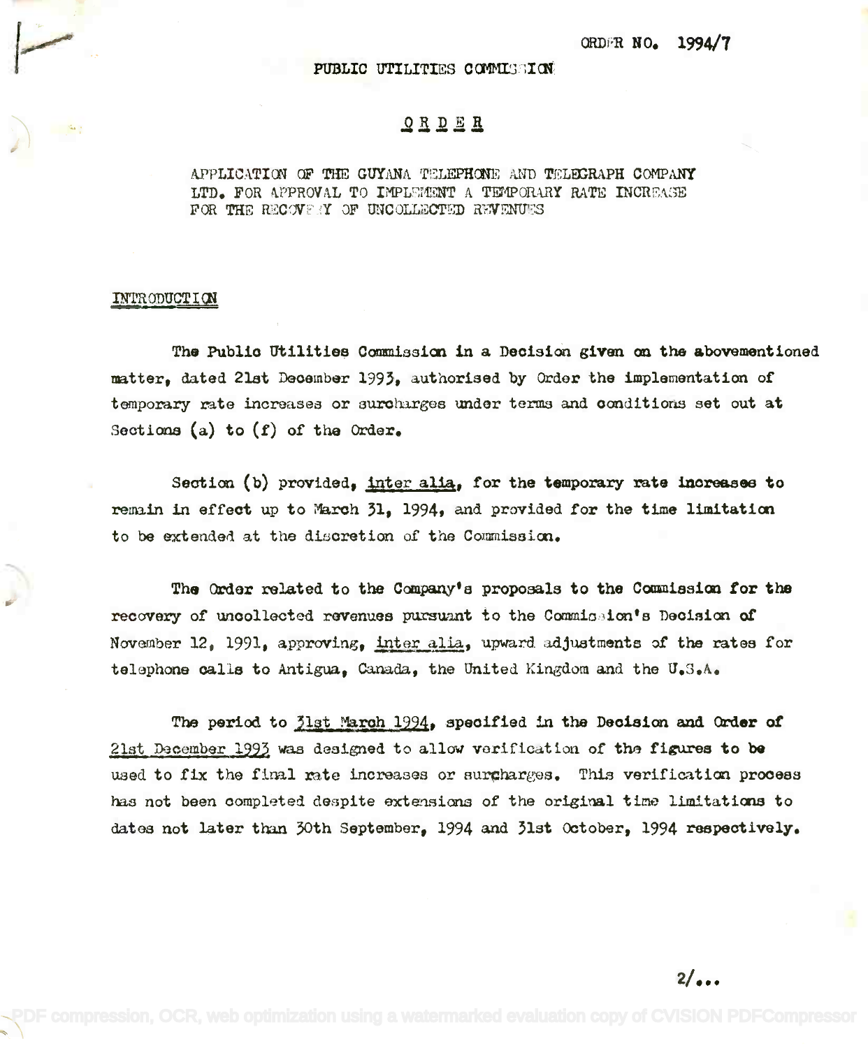ORDER NO. 1994/7

PUBLIC UTILITIES COMMISSION

# ORDER

APPLICATION OF THE GUYANA TELEPHONE AND TELEGRAPH COMPANY LTD. FOR APPROVAL TO IMPLEMENT A TEMPORARY RATE INCREASE FOR THE RECOVERY OF UNCOLLECTED REVENUES

## INTRODUCTION

The Public Utilities Commission in a Decision given on the abovementioned matter, dated 21st December 1993, authorised by Order the implementation of temporary rate increases or surcharges under terms and conditions set out at Sections (a) to (f) of the Order.

Section (b) provided, inter alia, for the temporary rate increases to remain in effect up to March 31, 1994, and provided for the time limitation to be extended at the discretion of the Commission.

The Order related to the Company's proposals to the Commission for the recovery of uncollected revenues pursuant to the Commission's Decision of November 12, 1991, approving, inter alia, upward adjustments of the rates for telephone calls to Antigua, Canada, the United Kingdom and the U.S.A.

The period to 31st March 1994, specified in the Decision and Order of 21st December 1993 was designed to allow verification of the figures to be used to fix the final rate increases or surcharges. This verification process has not been completed despite extensions of the original time limitations to dates not later than 30th September, 1994 and 31st October, 1994 respectively.

2/...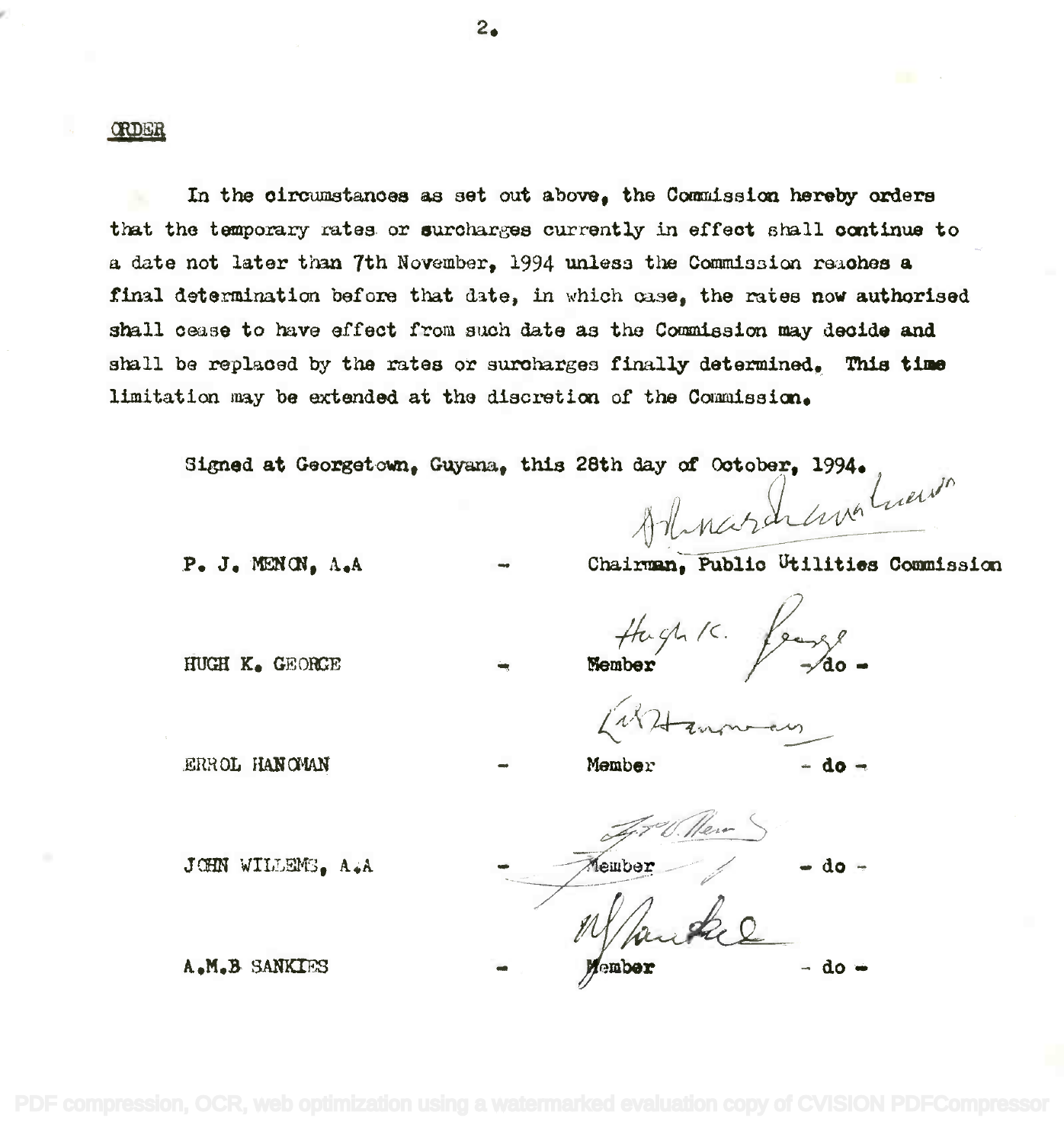ORDER

In the circumstances as set out above, the Commission hereby orders that the temporary rates or surcharges currently in effect shall continue to a date not later than 7th November, 1994 unless the Commission reaches a final determination before that date, in which case, the rates now authorised shall cease to have effect from such date as the Commission may decide and shall be replaced by the rates or surcharges finally determined. This time limitation may be extended at the discretion of the Commission.

Signed at Georgetown, Guyana, this 28th day of October, 1994.

| | | |
|---|---|---|
| P. J. MENON, A.A | - | Chairman, Public Utilities Commission |
| HUGH K. GEORGE | - | Member - do - |
| ERROL HANOMAN | - | Member - do - |
| JOHN WILLEMS, A.A | - | Member - do - |
| A.M.B SANKIES | - | Member - do - |